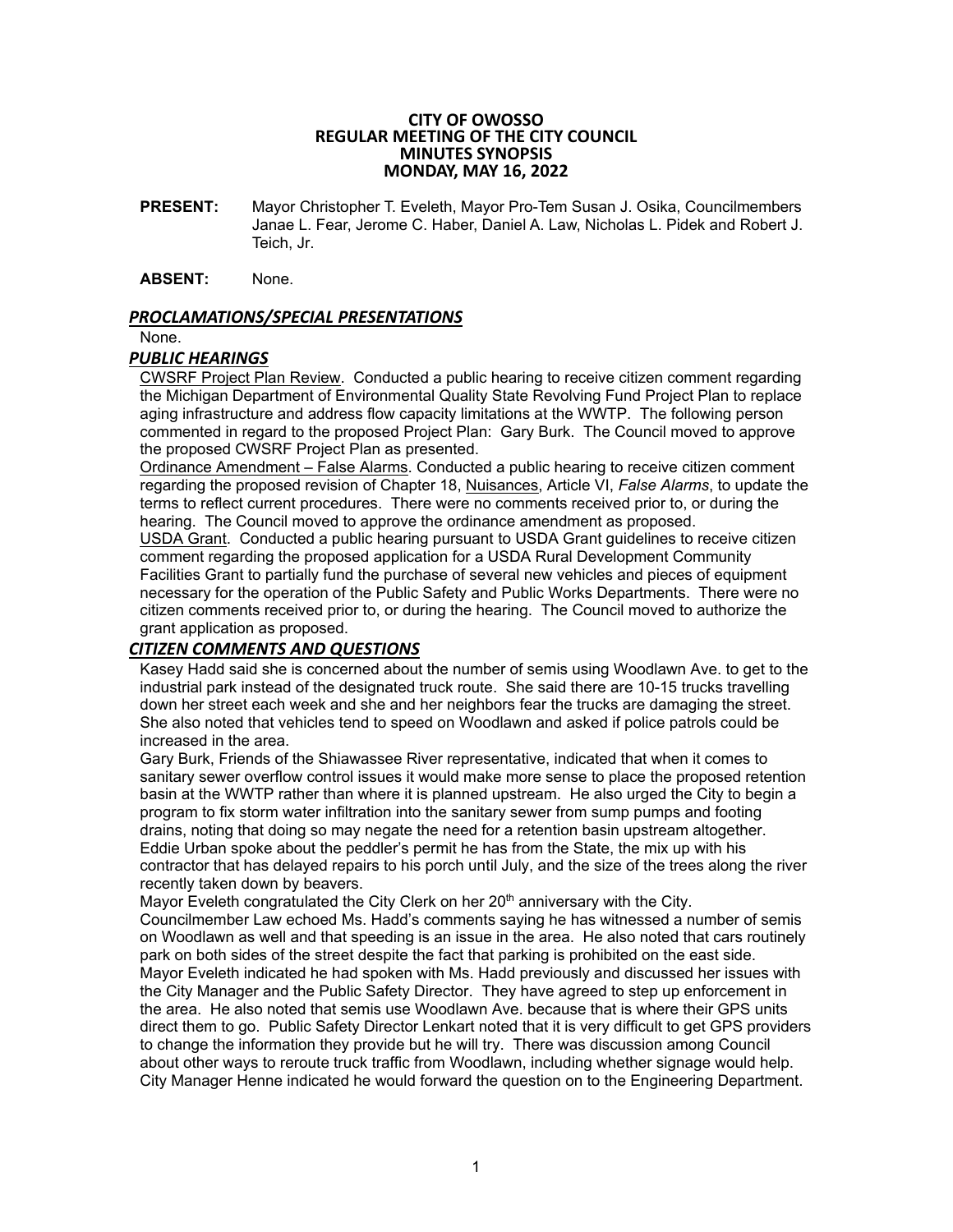# CITY OF OWOSSO
## REGULAR MEETING OF THE CITY COUNCIL
## MINUTES SYNOPSIS
## MONDAY, MAY 16, 2022

**PRESENT:** Mayor Christopher T. Eveleth, Mayor Pro-Tem Susan J. Osika, Councilmembers Janae L. Fear, Jerome C. Haber, Daniel A. Law, Nicholas L. Pidek and Robert J. Teich, Jr.

**ABSENT:** None.

### *PROCLAMATIONS/SPECIAL PRESENTATIONS*

None.

### *PUBLIC HEARINGS*

CWSRF Project Plan Review. Conducted a public hearing to receive citizen comment regarding the Michigan Department of Environmental Quality State Revolving Fund Project Plan to replace aging infrastructure and address flow capacity limitations at the WWTP. The following person commented in regard to the proposed Project Plan: Gary Burk. The Council moved to approve the proposed CWSRF Project Plan as presented.

Ordinance Amendment – False Alarms. Conducted a public hearing to receive citizen comment regarding the proposed revision of Chapter 18, Nuisances, Article VI, *False Alarms*, to update the terms to reflect current procedures. There were no comments received prior to, or during the hearing. The Council moved to approve the ordinance amendment as proposed.

USDA Grant. Conducted a public hearing pursuant to USDA Grant guidelines to receive citizen comment regarding the proposed application for a USDA Rural Development Community Facilities Grant to partially fund the purchase of several new vehicles and pieces of equipment necessary for the operation of the Public Safety and Public Works Departments. There were no citizen comments received prior to, or during the hearing. The Council moved to authorize the grant application as proposed.

### *CITIZEN COMMENTS AND QUESTIONS*

Kasey Hadd said she is concerned about the number of semis using Woodlawn Ave. to get to the industrial park instead of the designated truck route. She said there are 10-15 trucks travelling down her street each week and she and her neighbors fear the trucks are damaging the street. She also noted that vehicles tend to speed on Woodlawn and asked if police patrols could be increased in the area.

Gary Burk, Friends of the Shiawassee River representative, indicated that when it comes to sanitary sewer overflow control issues it would make more sense to place the proposed retention basin at the WWTP rather than where it is planned upstream. He also urged the City to begin a program to fix storm water infiltration into the sanitary sewer from sump pumps and footing drains, noting that doing so may negate the need for a retention basin upstream altogether.

Eddie Urban spoke about the peddler's permit he has from the State, the mix up with his contractor that has delayed repairs to his porch until July, and the size of the trees along the river recently taken down by beavers.

Mayor Eveleth congratulated the City Clerk on her 20th anniversary with the City.

Councilmember Law echoed Ms. Hadd's comments saying he has witnessed a number of semis on Woodlawn as well and that speeding is an issue in the area. He also noted that cars routinely park on both sides of the street despite the fact that parking is prohibited on the east side.

Mayor Eveleth indicated he had spoken with Ms. Hadd previously and discussed her issues with the City Manager and the Public Safety Director. They have agreed to step up enforcement in the area. He also noted that semis use Woodlawn Ave. because that is where their GPS units direct them to go. Public Safety Director Lenkart noted that it is very difficult to get GPS providers to change the information they provide but he will try. There was discussion among Council about other ways to reroute truck traffic from Woodlawn, including whether signage would help. City Manager Henne indicated he would forward the question on to the Engineering Department.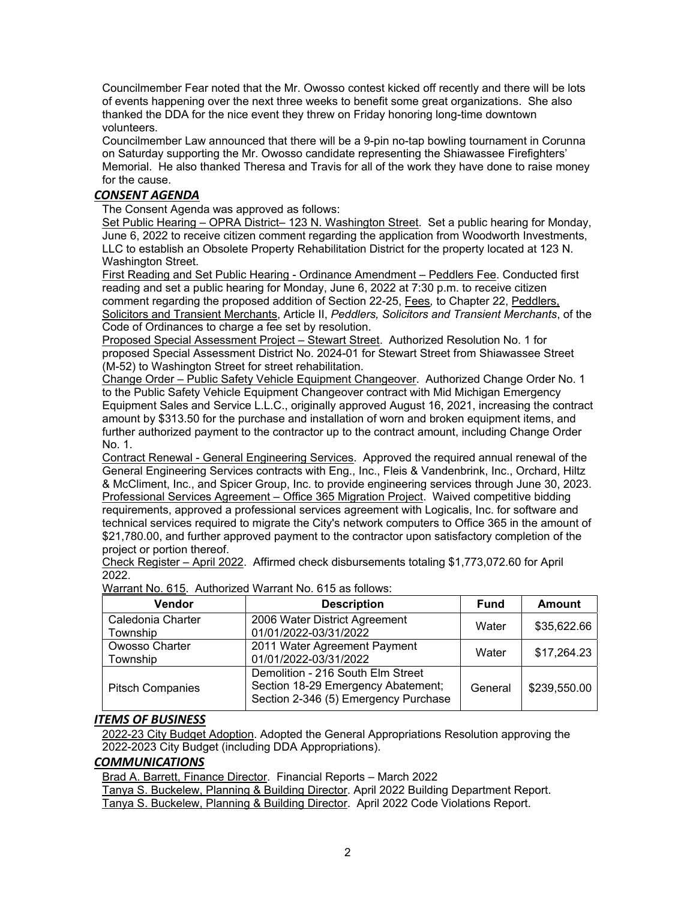Councilmember Fear noted that the Mr. Owosso contest kicked off recently and there will be lots of events happening over the next three weeks to benefit some great organizations. She also thanked the DDA for the nice event they threw on Friday honoring long-time downtown volunteers.

Councilmember Law announced that there will be a 9-pin no-tap bowling tournament in Corunna on Saturday supporting the Mr. Owosso candidate representing the Shiawassee Firefighters' Memorial. He also thanked Theresa and Travis for all of the work they have done to raise money for the cause.

## *CONSENT AGENDA*

The Consent Agenda was approved as follows:

Set Public Hearing – OPRA District– 123 N. Washington Street. Set a public hearing for Monday, June 6, 2022 to receive citizen comment regarding the application from Woodworth Investments, LLC to establish an Obsolete Property Rehabilitation District for the property located at 123 N. Washington Street.

First Reading and Set Public Hearing - Ordinance Amendment – Peddlers Fee. Conducted first reading and set a public hearing for Monday, June 6, 2022 at 7:30 p.m. to receive citizen comment regarding the proposed addition of Section 22-25, Fees, to Chapter 22, Peddlers, Solicitors and Transient Merchants, Article II, *Peddlers, Solicitors and Transient Merchants*, of the Code of Ordinances to charge a fee set by resolution.

Proposed Special Assessment Project – Stewart Street. Authorized Resolution No. 1 for proposed Special Assessment District No. 2024-01 for Stewart Street from Shiawassee Street (M-52) to Washington Street for street rehabilitation.

Change Order – Public Safety Vehicle Equipment Changeover. Authorized Change Order No. 1 to the Public Safety Vehicle Equipment Changeover contract with Mid Michigan Emergency Equipment Sales and Service L.L.C., originally approved August 16, 2021, increasing the contract amount by $313.50 for the purchase and installation of worn and broken equipment items, and further authorized payment to the contractor up to the contract amount, including Change Order No. 1.

Contract Renewal - General Engineering Services. Approved the required annual renewal of the General Engineering Services contracts with Eng., Inc., Fleis & Vandenbrink, Inc., Orchard, Hiltz & McCliment, Inc., and Spicer Group, Inc. to provide engineering services through June 30, 2023.

Professional Services Agreement – Office 365 Migration Project. Waived competitive bidding requirements, approved a professional services agreement with Logicalis, Inc. for software and technical services required to migrate the City's network computers to Office 365 in the amount of $21,780.00, and further approved payment to the contractor upon satisfactory completion of the project or portion thereof.

Check Register – April 2022. Affirmed check disbursements totaling $1,773,072.60 for April 2022.

Warrant No. 615. Authorized Warrant No. 615 as follows:

| Vendor | Description | Fund | Amount |
|---|---|---|---|
| Caledonia Charter Township | 2006 Water District Agreement 01/01/2022-03/31/2022 | Water | $35,622.66 |
| Owosso Charter Township | 2011 Water Agreement Payment 01/01/2022-03/31/2022 | Water | $17,264.23 |
| Pitsch Companies | Demolition - 216 South Elm Street Section 18-29 Emergency Abatement; Section 2-346 (5) Emergency Purchase | General | $239,550.00 |

## *ITEMS OF BUSINESS*

2022-23 City Budget Adoption. Adopted the General Appropriations Resolution approving the 2022-2023 City Budget (including DDA Appropriations).

## *COMMUNICATIONS*

Brad A. Barrett, Finance Director. Financial Reports – March 2022

Tanya S. Buckelew, Planning & Building Director. April 2022 Building Department Report.

Tanya S. Buckelew, Planning & Building Director. April 2022 Code Violations Report.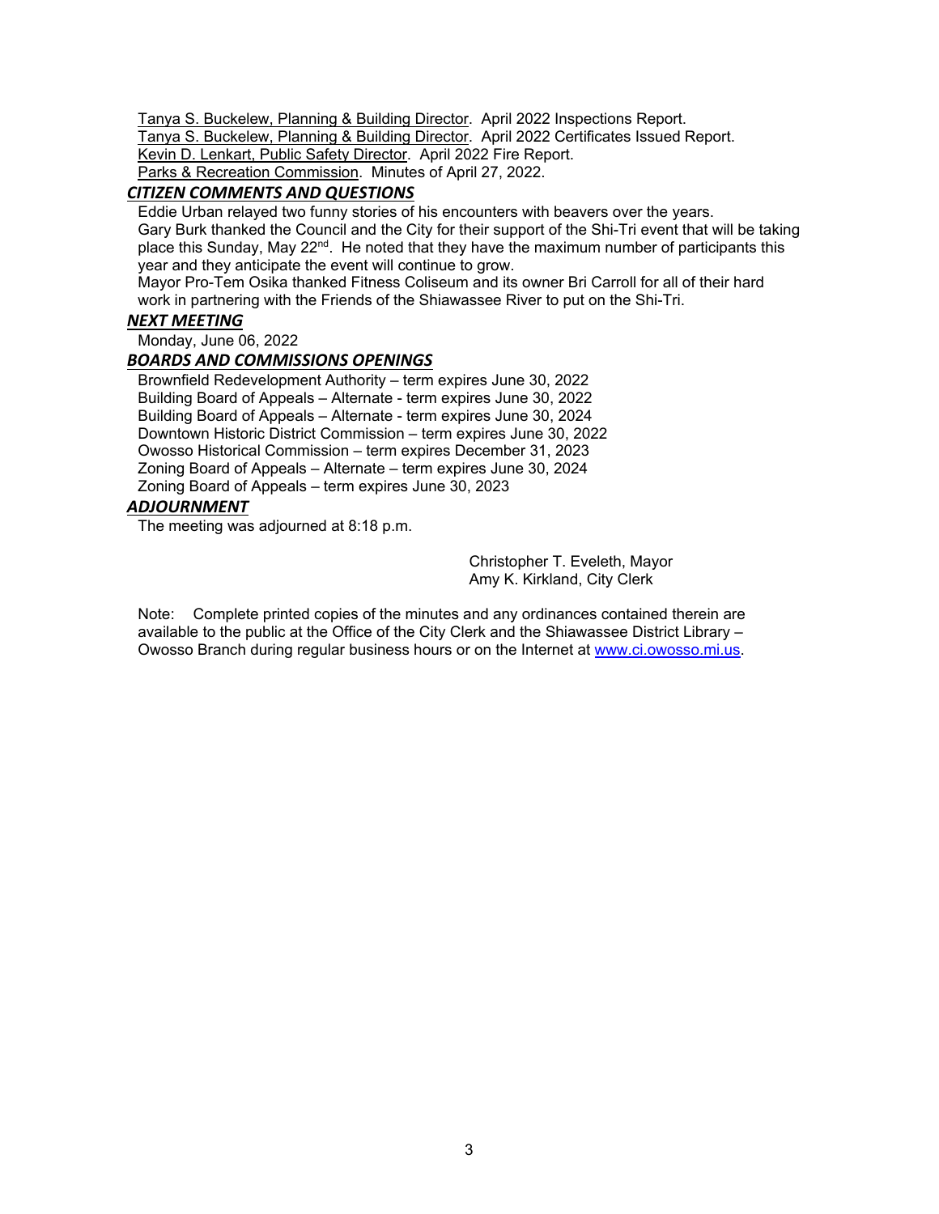Tanya S. Buckelew, Planning & Building Director. April 2022 Inspections Report.
Tanya S. Buckelew, Planning & Building Director. April 2022 Certificates Issued Report.
Kevin D. Lenkart, Public Safety Director. April 2022 Fire Report.
Parks & Recreation Commission. Minutes of April 27, 2022.

### *CITIZEN COMMENTS AND QUESTIONS*

Eddie Urban relayed two funny stories of his encounters with beavers over the years.
Gary Burk thanked the Council and the City for their support of the Shi-Tri event that will be taking place this Sunday, May 22nd. He noted that they have the maximum number of participants this year and they anticipate the event will continue to grow.
Mayor Pro-Tem Osika thanked Fitness Coliseum and its owner Bri Carroll for all of their hard work in partnering with the Friends of the Shiawassee River to put on the Shi-Tri.

### *NEXT MEETING*

Monday, June 06, 2022

### *BOARDS AND COMMISSIONS OPENINGS*

Brownfield Redevelopment Authority – term expires June 30, 2022
Building Board of Appeals – Alternate - term expires June 30, 2022
Building Board of Appeals – Alternate - term expires June 30, 2024
Downtown Historic District Commission – term expires June 30, 2022
Owosso Historical Commission – term expires December 31, 2023
Zoning Board of Appeals – Alternate – term expires June 30, 2024
Zoning Board of Appeals – term expires June 30, 2023

### *ADJOURNMENT*

The meeting was adjourned at 8:18 p.m.

Christopher T. Eveleth, Mayor
Amy K. Kirkland, City Clerk

Note: Complete printed copies of the minutes and any ordinances contained therein are available to the public at the Office of the City Clerk and the Shiawassee District Library – Owosso Branch during regular business hours or on the Internet at www.ci.owosso.mi.us.